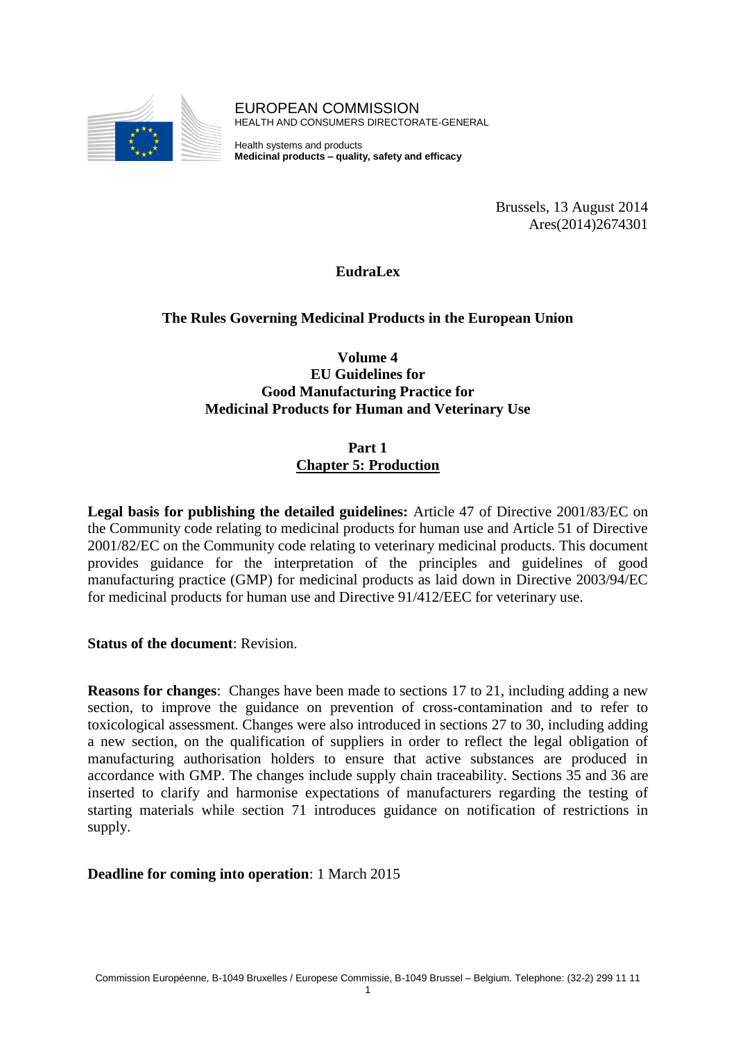EUROPEAN COMMISSION
HEALTH AND CONSUMERS DIRECTORATE-GENERAL

Health systems and products
**Medicinal products – quality, safety and efficacy**

Brussels, 13 August 2014
Ares(2014)2674301

# EudraLex

## The Rules Governing Medicinal Products in the European Union

## Volume 4
## EU Guidelines for
## Good Manufacturing Practice for
## Medicinal Products for Human and Veterinary Use

## Part 1
## Chapter 5: Production

**Legal basis for publishing the detailed guidelines:** Article 47 of Directive 2001/83/EC on the Community code relating to medicinal products for human use and Article 51 of Directive 2001/82/EC on the Community code relating to veterinary medicinal products. This document provides guidance for the interpretation of the principles and guidelines of good manufacturing practice (GMP) for medicinal products as laid down in Directive 2003/94/EC for medicinal products for human use and Directive 91/412/EEC for veterinary use.

**Status of the document**: Revision.

**Reasons for changes**: Changes have been made to sections 17 to 21, including adding a new section, to improve the guidance on prevention of cross-contamination and to refer to toxicological assessment. Changes were also introduced in sections 27 to 30, including adding a new section, on the qualification of suppliers in order to reflect the legal obligation of manufacturing authorisation holders to ensure that active substances are produced in accordance with GMP. The changes include supply chain traceability. Sections 35 and 36 are inserted to clarify and harmonise expectations of manufacturers regarding the testing of starting materials while section 71 introduces guidance on notification of restrictions in supply.

**Deadline for coming into operation**: 1 March 2015

Commission Européenne, B-1049 Bruxelles / Europese Commissie, B-1049 Brussel – Belgium. Telephone: (32-2) 299 11 11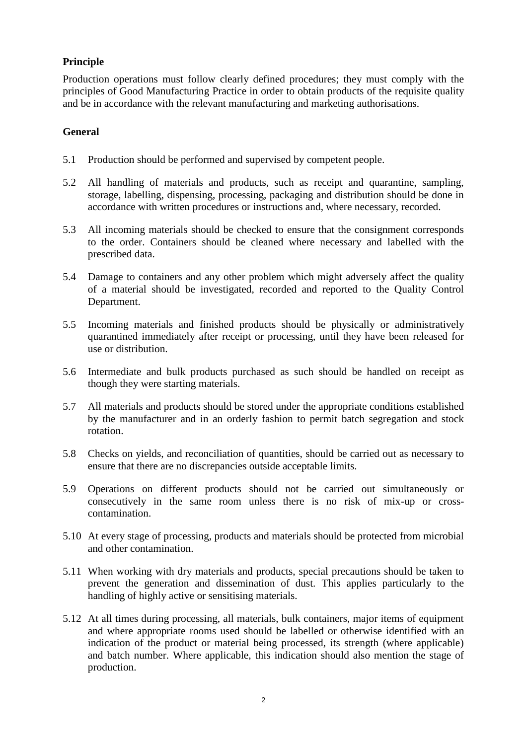**Principle**

Production operations must follow clearly defined procedures; they must comply with the principles of Good Manufacturing Practice in order to obtain products of the requisite quality and be in accordance with the relevant manufacturing and marketing authorisations.

**General**

5.1 Production should be performed and supervised by competent people.

5.2 All handling of materials and products, such as receipt and quarantine, sampling, storage, labelling, dispensing, processing, packaging and distribution should be done in accordance with written procedures or instructions and, where necessary, recorded.

5.3 All incoming materials should be checked to ensure that the consignment corresponds to the order. Containers should be cleaned where necessary and labelled with the prescribed data.

5.4 Damage to containers and any other problem which might adversely affect the quality of a material should be investigated, recorded and reported to the Quality Control Department.

5.5 Incoming materials and finished products should be physically or administratively quarantined immediately after receipt or processing, until they have been released for use or distribution.

5.6 Intermediate and bulk products purchased as such should be handled on receipt as though they were starting materials.

5.7 All materials and products should be stored under the appropriate conditions established by the manufacturer and in an orderly fashion to permit batch segregation and stock rotation.

5.8 Checks on yields, and reconciliation of quantities, should be carried out as necessary to ensure that there are no discrepancies outside acceptable limits.

5.9 Operations on different products should not be carried out simultaneously or consecutively in the same room unless there is no risk of mix-up or cross-contamination.

5.10 At every stage of processing, products and materials should be protected from microbial and other contamination.

5.11 When working with dry materials and products, special precautions should be taken to prevent the generation and dissemination of dust. This applies particularly to the handling of highly active or sensitising materials.

5.12 At all times during processing, all materials, bulk containers, major items of equipment and where appropriate rooms used should be labelled or otherwise identified with an indication of the product or material being processed, its strength (where applicable) and batch number. Where applicable, this indication should also mention the stage of production.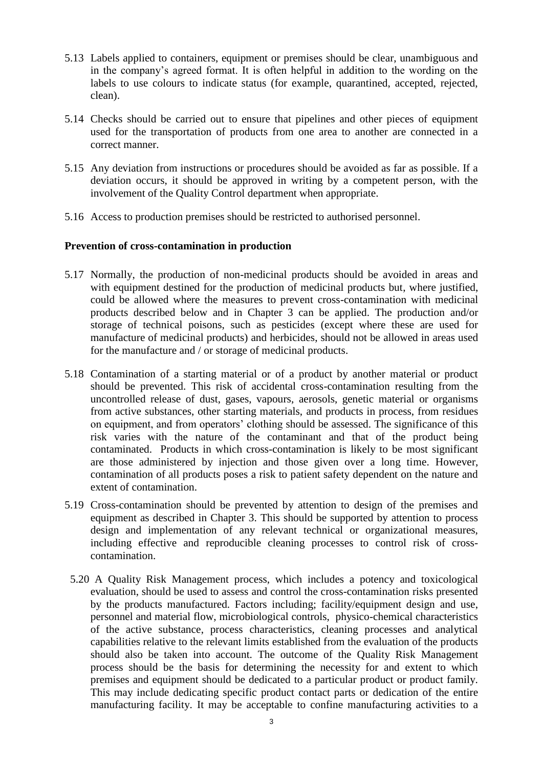5.13 Labels applied to containers, equipment or premises should be clear, unambiguous and in the company's agreed format. It is often helpful in addition to the wording on the labels to use colours to indicate status (for example, quarantined, accepted, rejected, clean).

5.14 Checks should be carried out to ensure that pipelines and other pieces of equipment used for the transportation of products from one area to another are connected in a correct manner.

5.15 Any deviation from instructions or procedures should be avoided as far as possible. If a deviation occurs, it should be approved in writing by a competent person, with the involvement of the Quality Control department when appropriate.

5.16 Access to production premises should be restricted to authorised personnel.

**Prevention of cross-contamination in production**

5.17 Normally, the production of non-medicinal products should be avoided in areas and with equipment destined for the production of medicinal products but, where justified, could be allowed where the measures to prevent cross-contamination with medicinal products described below and in Chapter 3 can be applied. The production and/or storage of technical poisons, such as pesticides (except where these are used for manufacture of medicinal products) and herbicides, should not be allowed in areas used for the manufacture and / or storage of medicinal products.

5.18 Contamination of a starting material or of a product by another material or product should be prevented. This risk of accidental cross-contamination resulting from the uncontrolled release of dust, gases, vapours, aerosols, genetic material or organisms from active substances, other starting materials, and products in process, from residues on equipment, and from operators' clothing should be assessed. The significance of this risk varies with the nature of the contaminant and that of the product being contaminated. Products in which cross-contamination is likely to be most significant are those administered by injection and those given over a long time. However, contamination of all products poses a risk to patient safety dependent on the nature and extent of contamination.

5.19 Cross-contamination should be prevented by attention to design of the premises and equipment as described in Chapter 3. This should be supported by attention to process design and implementation of any relevant technical or organizational measures, including effective and reproducible cleaning processes to control risk of cross-contamination.

5.20 A Quality Risk Management process, which includes a potency and toxicological evaluation, should be used to assess and control the cross-contamination risks presented by the products manufactured. Factors including; facility/equipment design and use, personnel and material flow, microbiological controls, physico-chemical characteristics of the active substance, process characteristics, cleaning processes and analytical capabilities relative to the relevant limits established from the evaluation of the products should also be taken into account. The outcome of the Quality Risk Management process should be the basis for determining the necessity for and extent to which premises and equipment should be dedicated to a particular product or product family. This may include dedicating specific product contact parts or dedication of the entire manufacturing facility. It may be acceptable to confine manufacturing activities to a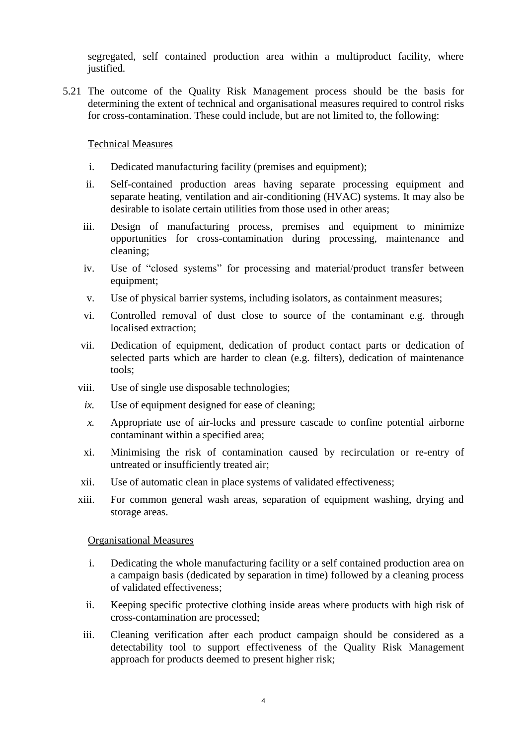segregated, self contained production area within a multiproduct facility, where justified.

5.21 The outcome of the Quality Risk Management process should be the basis for determining the extent of technical and organisational measures required to control risks for cross-contamination. These could include, but are not limited to, the following:

<u>Technical Measures</u>

i. Dedicated manufacturing facility (premises and equipment);

ii. Self-contained production areas having separate processing equipment and separate heating, ventilation and air-conditioning (HVAC) systems. It may also be desirable to isolate certain utilities from those used in other areas;

iii. Design of manufacturing process, premises and equipment to minimize opportunities for cross-contamination during processing, maintenance and cleaning;

iv. Use of "closed systems" for processing and material/product transfer between equipment;

v. Use of physical barrier systems, including isolators, as containment measures;

vi. Controlled removal of dust close to source of the contaminant e.g. through localised extraction;

vii. Dedication of equipment, dedication of product contact parts or dedication of selected parts which are harder to clean (e.g. filters), dedication of maintenance tools;

viii. Use of single use disposable technologies;

*ix.* Use of equipment designed for ease of cleaning;

*x.* Appropriate use of air-locks and pressure cascade to confine potential airborne contaminant within a specified area;

xi. Minimising the risk of contamination caused by recirculation or re-entry of untreated or insufficiently treated air;

xii. Use of automatic clean in place systems of validated effectiveness;

xiii. For common general wash areas, separation of equipment washing, drying and storage areas.

<u>Organisational Measures</u>

i. Dedicating the whole manufacturing facility or a self contained production area on a campaign basis (dedicated by separation in time) followed by a cleaning process of validated effectiveness;

ii. Keeping specific protective clothing inside areas where products with high risk of cross-contamination are processed;

iii. Cleaning verification after each product campaign should be considered as a detectability tool to support effectiveness of the Quality Risk Management approach for products deemed to present higher risk;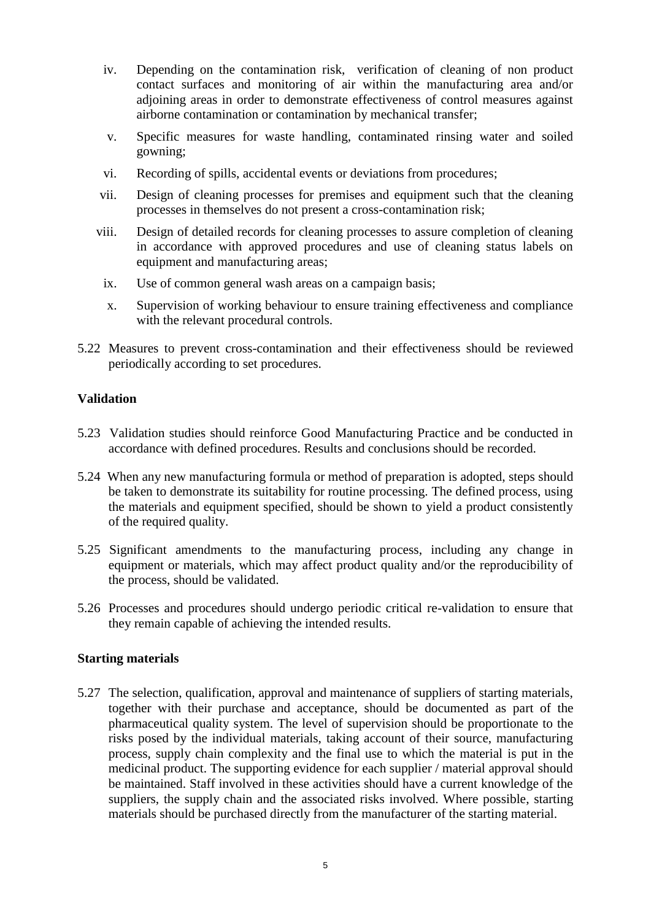iv. Depending on the contamination risk, verification of cleaning of non product contact surfaces and monitoring of air within the manufacturing area and/or adjoining areas in order to demonstrate effectiveness of control measures against airborne contamination or contamination by mechanical transfer;

v. Specific measures for waste handling, contaminated rinsing water and soiled gowning;

vi. Recording of spills, accidental events or deviations from procedures;

vii. Design of cleaning processes for premises and equipment such that the cleaning processes in themselves do not present a cross-contamination risk;

viii. Design of detailed records for cleaning processes to assure completion of cleaning in accordance with approved procedures and use of cleaning status labels on equipment and manufacturing areas;

ix. Use of common general wash areas on a campaign basis;

x. Supervision of working behaviour to ensure training effectiveness and compliance with the relevant procedural controls.

5.22 Measures to prevent cross-contamination and their effectiveness should be reviewed periodically according to set procedures.

**Validation**

5.23 Validation studies should reinforce Good Manufacturing Practice and be conducted in accordance with defined procedures. Results and conclusions should be recorded.

5.24 When any new manufacturing formula or method of preparation is adopted, steps should be taken to demonstrate its suitability for routine processing. The defined process, using the materials and equipment specified, should be shown to yield a product consistently of the required quality.

5.25 Significant amendments to the manufacturing process, including any change in equipment or materials, which may affect product quality and/or the reproducibility of the process, should be validated.

5.26 Processes and procedures should undergo periodic critical re-validation to ensure that they remain capable of achieving the intended results.

**Starting materials**

5.27 The selection, qualification, approval and maintenance of suppliers of starting materials, together with their purchase and acceptance, should be documented as part of the pharmaceutical quality system. The level of supervision should be proportionate to the risks posed by the individual materials, taking account of their source, manufacturing process, supply chain complexity and the final use to which the material is put in the medicinal product. The supporting evidence for each supplier / material approval should be maintained. Staff involved in these activities should have a current knowledge of the suppliers, the supply chain and the associated risks involved. Where possible, starting materials should be purchased directly from the manufacturer of the starting material.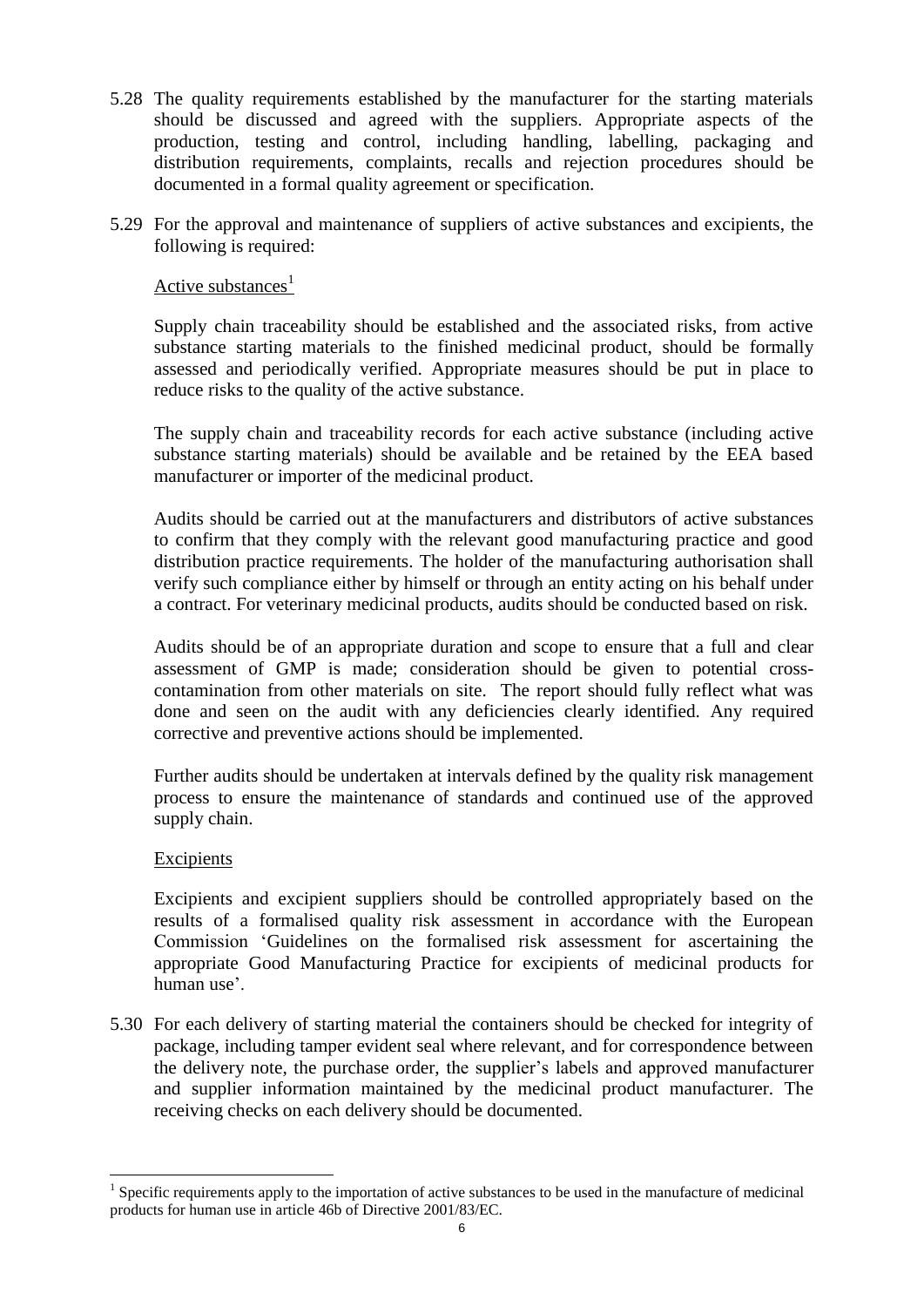5.28 The quality requirements established by the manufacturer for the starting materials should be discussed and agreed with the suppliers. Appropriate aspects of the production, testing and control, including handling, labelling, packaging and distribution requirements, complaints, recalls and rejection procedures should be documented in a formal quality agreement or specification.

5.29 For the approval and maintenance of suppliers of active substances and excipients, the following is required:

Active substances[1]

Supply chain traceability should be established and the associated risks, from active substance starting materials to the finished medicinal product, should be formally assessed and periodically verified. Appropriate measures should be put in place to reduce risks to the quality of the active substance.

The supply chain and traceability records for each active substance (including active substance starting materials) should be available and be retained by the EEA based manufacturer or importer of the medicinal product.

Audits should be carried out at the manufacturers and distributors of active substances to confirm that they comply with the relevant good manufacturing practice and good distribution practice requirements. The holder of the manufacturing authorisation shall verify such compliance either by himself or through an entity acting on his behalf under a contract. For veterinary medicinal products, audits should be conducted based on risk.

Audits should be of an appropriate duration and scope to ensure that a full and clear assessment of GMP is made; consideration should be given to potential cross-contamination from other materials on site. The report should fully reflect what was done and seen on the audit with any deficiencies clearly identified. Any required corrective and preventive actions should be implemented.

Further audits should be undertaken at intervals defined by the quality risk management process to ensure the maintenance of standards and continued use of the approved supply chain.

Excipients

Excipients and excipient suppliers should be controlled appropriately based on the results of a formalised quality risk assessment in accordance with the European Commission 'Guidelines on the formalised risk assessment for ascertaining the appropriate Good Manufacturing Practice for excipients of medicinal products for human use'.

5.30 For each delivery of starting material the containers should be checked for integrity of package, including tamper evident seal where relevant, and for correspondence between the delivery note, the purchase order, the supplier's labels and approved manufacturer and supplier information maintained by the medicinal product manufacturer. The receiving checks on each delivery should be documented.

[1] Specific requirements apply to the importation of active substances to be used in the manufacture of medicinal products for human use in article 46b of Directive 2001/83/EC.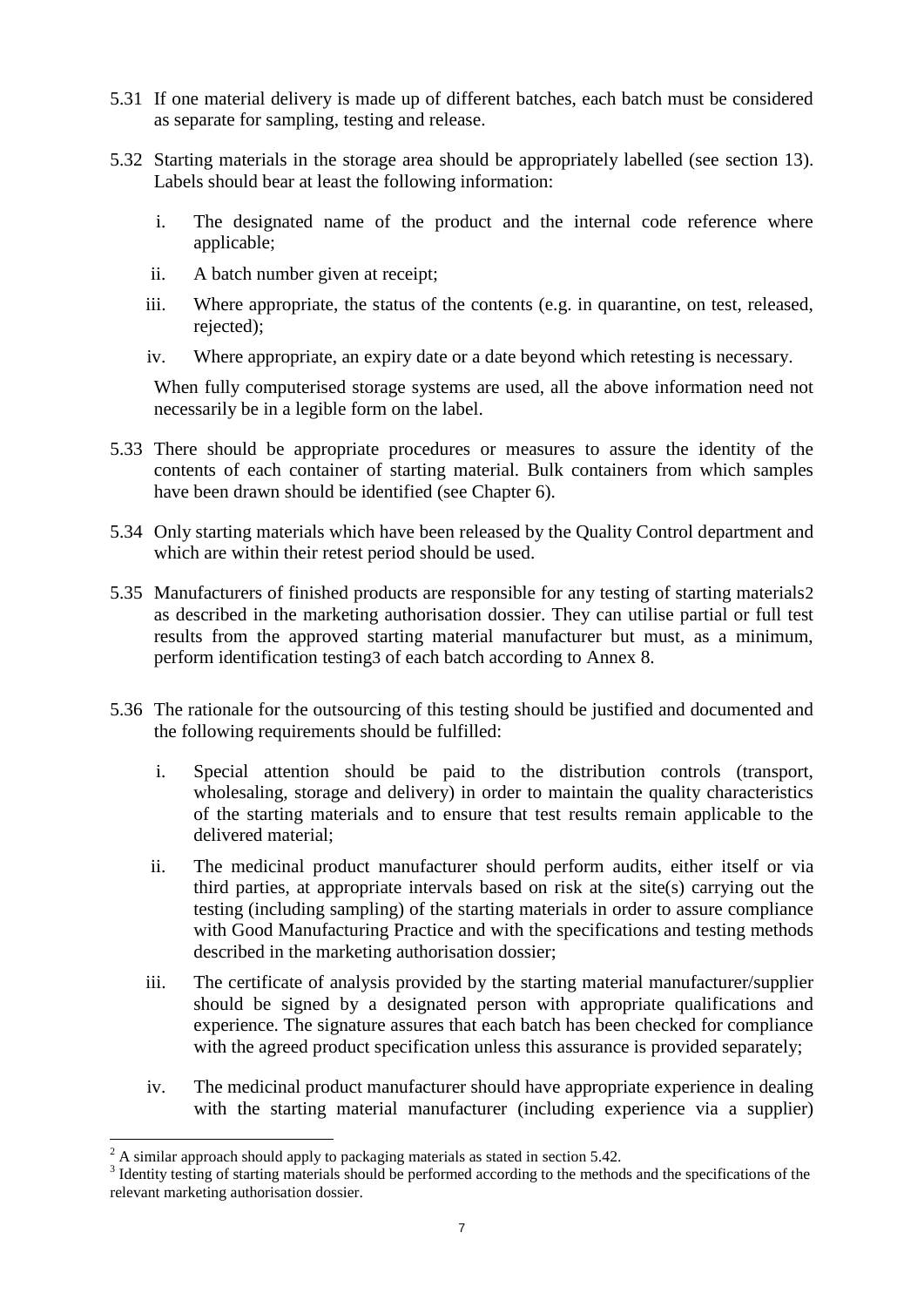5.31 If one material delivery is made up of different batches, each batch must be considered as separate for sampling, testing and release.

5.32 Starting materials in the storage area should be appropriately labelled (see section 13). Labels should bear at least the following information:

i. The designated name of the product and the internal code reference where applicable;

ii. A batch number given at receipt;

iii. Where appropriate, the status of the contents (e.g. in quarantine, on test, released, rejected);

iv. Where appropriate, an expiry date or a date beyond which retesting is necessary.

When fully computerised storage systems are used, all the above information need not necessarily be in a legible form on the label.

5.33 There should be appropriate procedures or measures to assure the identity of the contents of each container of starting material. Bulk containers from which samples have been drawn should be identified (see Chapter 6).

5.34 Only starting materials which have been released by the Quality Control department and which are within their retest period should be used.

5.35 Manufacturers of finished products are responsible for any testing of starting materials[2] as described in the marketing authorisation dossier. They can utilise partial or full test results from the approved starting material manufacturer but must, as a minimum, perform identification testing[3] of each batch according to Annex 8.

5.36 The rationale for the outsourcing of this testing should be justified and documented and the following requirements should be fulfilled:

i. Special attention should be paid to the distribution controls (transport, wholesaling, storage and delivery) in order to maintain the quality characteristics of the starting materials and to ensure that test results remain applicable to the delivered material;

ii. The medicinal product manufacturer should perform audits, either itself or via third parties, at appropriate intervals based on risk at the site(s) carrying out the testing (including sampling) of the starting materials in order to assure compliance with Good Manufacturing Practice and with the specifications and testing methods described in the marketing authorisation dossier;

iii. The certificate of analysis provided by the starting material manufacturer/supplier should be signed by a designated person with appropriate qualifications and experience. The signature assures that each batch has been checked for compliance with the agreed product specification unless this assurance is provided separately;

iv. The medicinal product manufacturer should have appropriate experience in dealing with the starting material manufacturer (including experience via a supplier)

---

[2] A similar approach should apply to packaging materials as stated in section 5.42.

[3] Identity testing of starting materials should be performed according to the methods and the specifications of the relevant marketing authorisation dossier.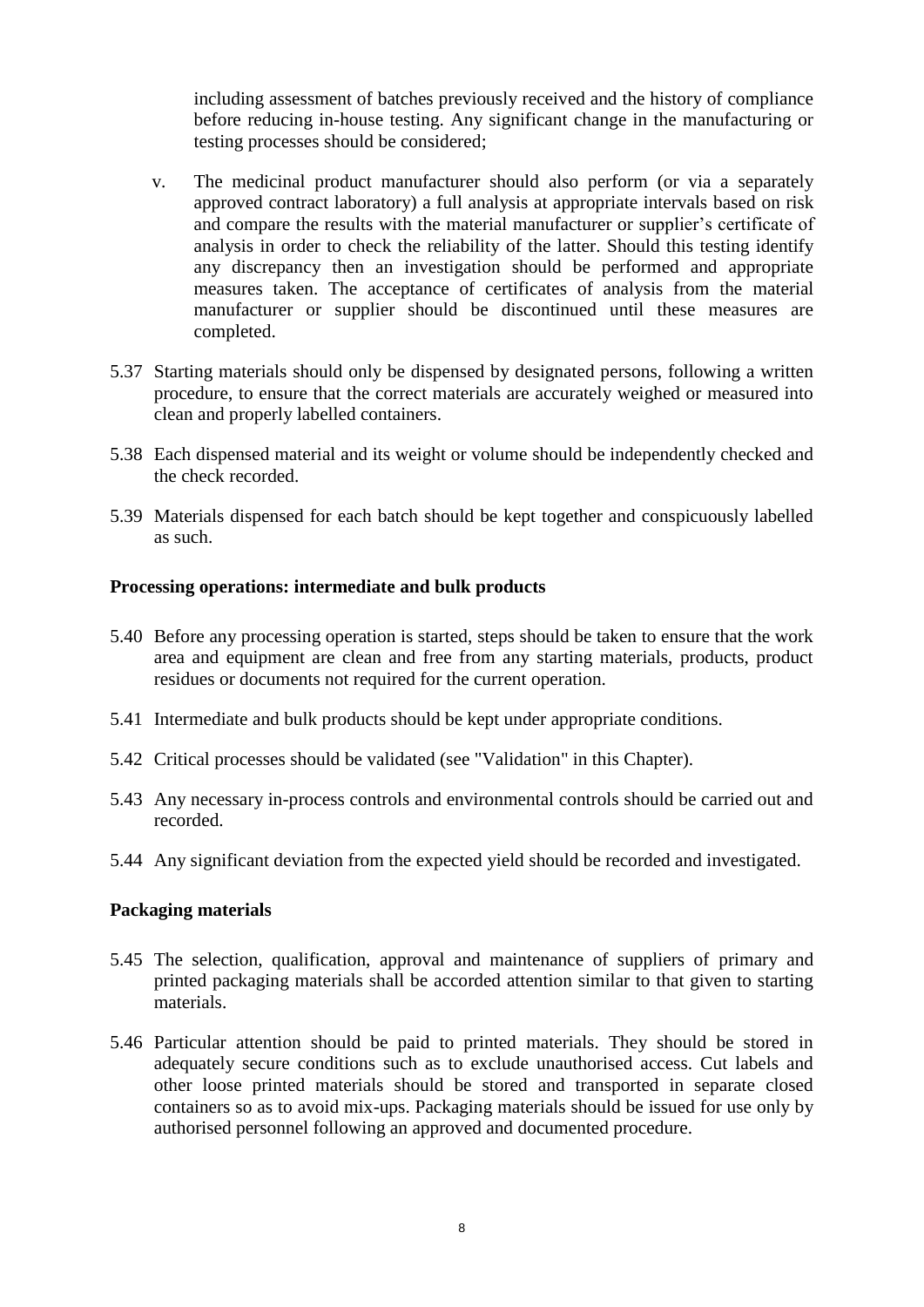including assessment of batches previously received and the history of compliance before reducing in-house testing. Any significant change in the manufacturing or testing processes should be considered;

v. The medicinal product manufacturer should also perform (or via a separately approved contract laboratory) a full analysis at appropriate intervals based on risk and compare the results with the material manufacturer or supplier's certificate of analysis in order to check the reliability of the latter. Should this testing identify any discrepancy then an investigation should be performed and appropriate measures taken. The acceptance of certificates of analysis from the material manufacturer or supplier should be discontinued until these measures are completed.

5.37 Starting materials should only be dispensed by designated persons, following a written procedure, to ensure that the correct materials are accurately weighed or measured into clean and properly labelled containers.

5.38 Each dispensed material and its weight or volume should be independently checked and the check recorded.

5.39 Materials dispensed for each batch should be kept together and conspicuously labelled as such.

**Processing operations: intermediate and bulk products**

5.40 Before any processing operation is started, steps should be taken to ensure that the work area and equipment are clean and free from any starting materials, products, product residues or documents not required for the current operation.

5.41 Intermediate and bulk products should be kept under appropriate conditions.

5.42 Critical processes should be validated (see "Validation" in this Chapter).

5.43 Any necessary in-process controls and environmental controls should be carried out and recorded.

5.44 Any significant deviation from the expected yield should be recorded and investigated.

**Packaging materials**

5.45 The selection, qualification, approval and maintenance of suppliers of primary and printed packaging materials shall be accorded attention similar to that given to starting materials.

5.46 Particular attention should be paid to printed materials. They should be stored in adequately secure conditions such as to exclude unauthorised access. Cut labels and other loose printed materials should be stored and transported in separate closed containers so as to avoid mix-ups. Packaging materials should be issued for use only by authorised personnel following an approved and documented procedure.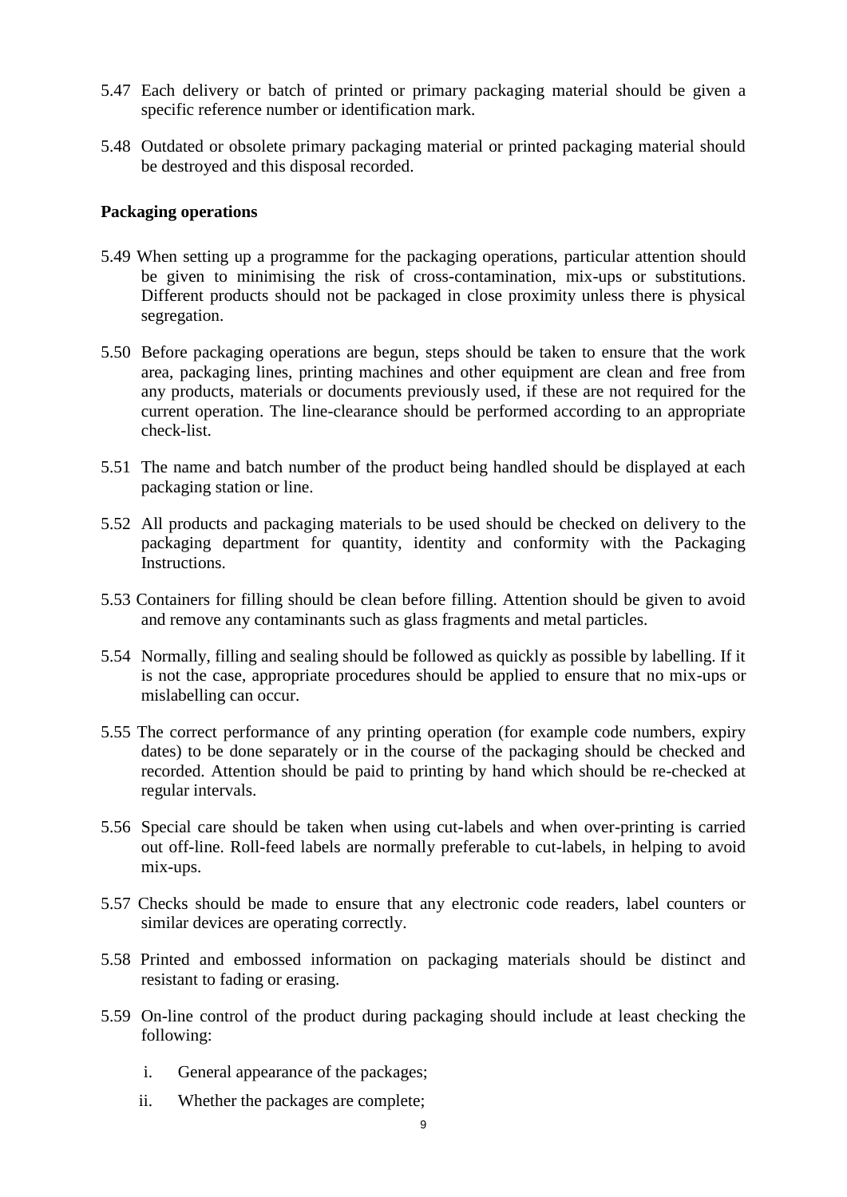5.47 Each delivery or batch of printed or primary packaging material should be given a specific reference number or identification mark.

5.48 Outdated or obsolete primary packaging material or printed packaging material should be destroyed and this disposal recorded.

**Packaging operations**

5.49 When setting up a programme for the packaging operations, particular attention should be given to minimising the risk of cross-contamination, mix-ups or substitutions. Different products should not be packaged in close proximity unless there is physical segregation.

5.50 Before packaging operations are begun, steps should be taken to ensure that the work area, packaging lines, printing machines and other equipment are clean and free from any products, materials or documents previously used, if these are not required for the current operation. The line-clearance should be performed according to an appropriate check-list.

5.51 The name and batch number of the product being handled should be displayed at each packaging station or line.

5.52 All products and packaging materials to be used should be checked on delivery to the packaging department for quantity, identity and conformity with the Packaging Instructions.

5.53 Containers for filling should be clean before filling. Attention should be given to avoid and remove any contaminants such as glass fragments and metal particles.

5.54 Normally, filling and sealing should be followed as quickly as possible by labelling. If it is not the case, appropriate procedures should be applied to ensure that no mix-ups or mislabelling can occur.

5.55 The correct performance of any printing operation (for example code numbers, expiry dates) to be done separately or in the course of the packaging should be checked and recorded. Attention should be paid to printing by hand which should be re-checked at regular intervals.

5.56 Special care should be taken when using cut-labels and when over-printing is carried out off-line. Roll-feed labels are normally preferable to cut-labels, in helping to avoid mix-ups.

5.57 Checks should be made to ensure that any electronic code readers, label counters or similar devices are operating correctly.

5.58 Printed and embossed information on packaging materials should be distinct and resistant to fading or erasing.

5.59 On-line control of the product during packaging should include at least checking the following:

i. General appearance of the packages;

ii. Whether the packages are complete;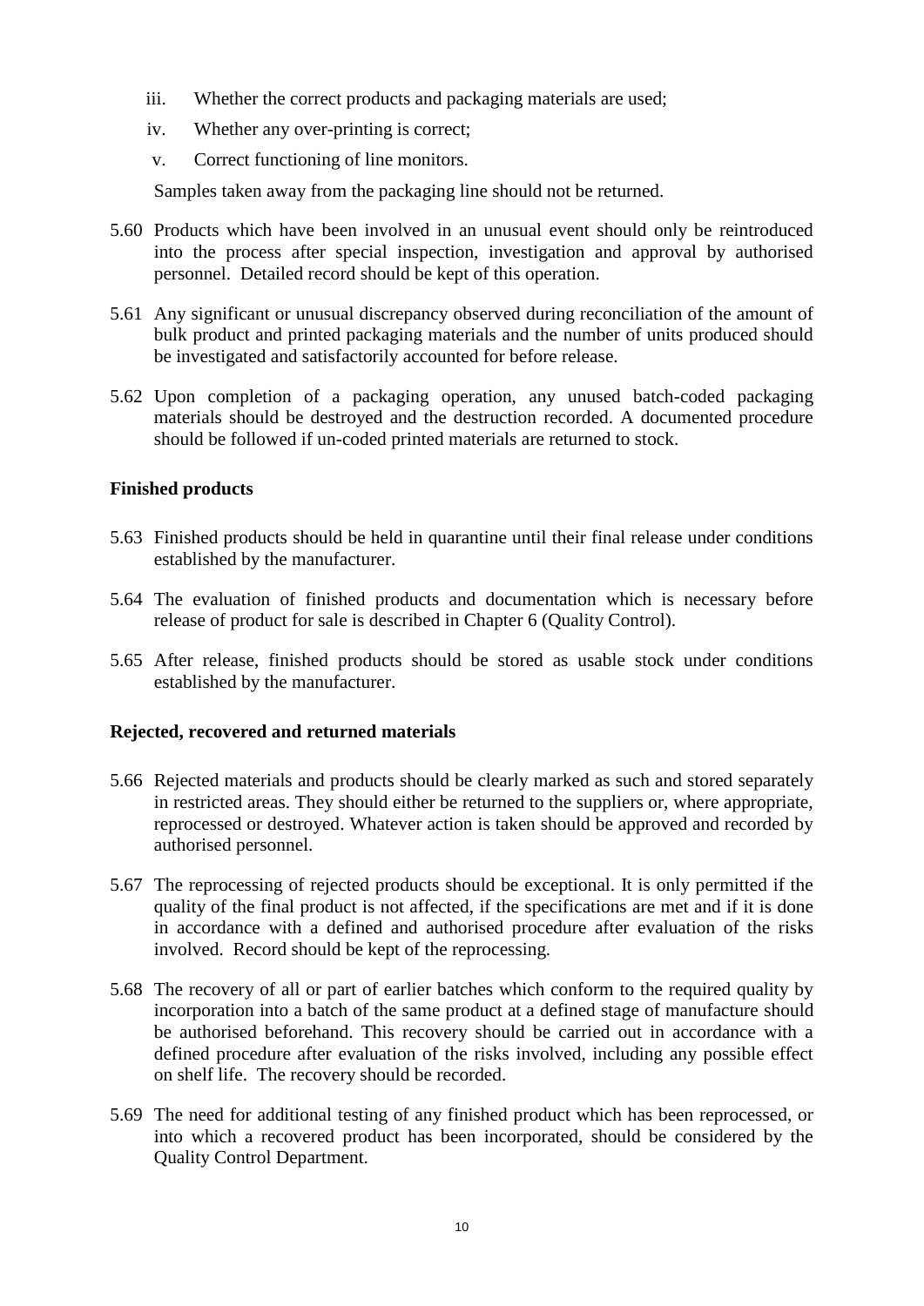iii. Whether the correct products and packaging materials are used;

iv. Whether any over-printing is correct;

v. Correct functioning of line monitors.

Samples taken away from the packaging line should not be returned.

5.60 Products which have been involved in an unusual event should only be reintroduced into the process after special inspection, investigation and approval by authorised personnel. Detailed record should be kept of this operation.

5.61 Any significant or unusual discrepancy observed during reconciliation of the amount of bulk product and printed packaging materials and the number of units produced should be investigated and satisfactorily accounted for before release.

5.62 Upon completion of a packaging operation, any unused batch-coded packaging materials should be destroyed and the destruction recorded. A documented procedure should be followed if un-coded printed materials are returned to stock.

**Finished products**

5.63 Finished products should be held in quarantine until their final release under conditions established by the manufacturer.

5.64 The evaluation of finished products and documentation which is necessary before release of product for sale is described in Chapter 6 (Quality Control).

5.65 After release, finished products should be stored as usable stock under conditions established by the manufacturer.

**Rejected, recovered and returned materials**

5.66 Rejected materials and products should be clearly marked as such and stored separately in restricted areas. They should either be returned to the suppliers or, where appropriate, reprocessed or destroyed. Whatever action is taken should be approved and recorded by authorised personnel.

5.67 The reprocessing of rejected products should be exceptional. It is only permitted if the quality of the final product is not affected, if the specifications are met and if it is done in accordance with a defined and authorised procedure after evaluation of the risks involved. Record should be kept of the reprocessing.

5.68 The recovery of all or part of earlier batches which conform to the required quality by incorporation into a batch of the same product at a defined stage of manufacture should be authorised beforehand. This recovery should be carried out in accordance with a defined procedure after evaluation of the risks involved, including any possible effect on shelf life. The recovery should be recorded.

5.69 The need for additional testing of any finished product which has been reprocessed, or into which a recovered product has been incorporated, should be considered by the Quality Control Department.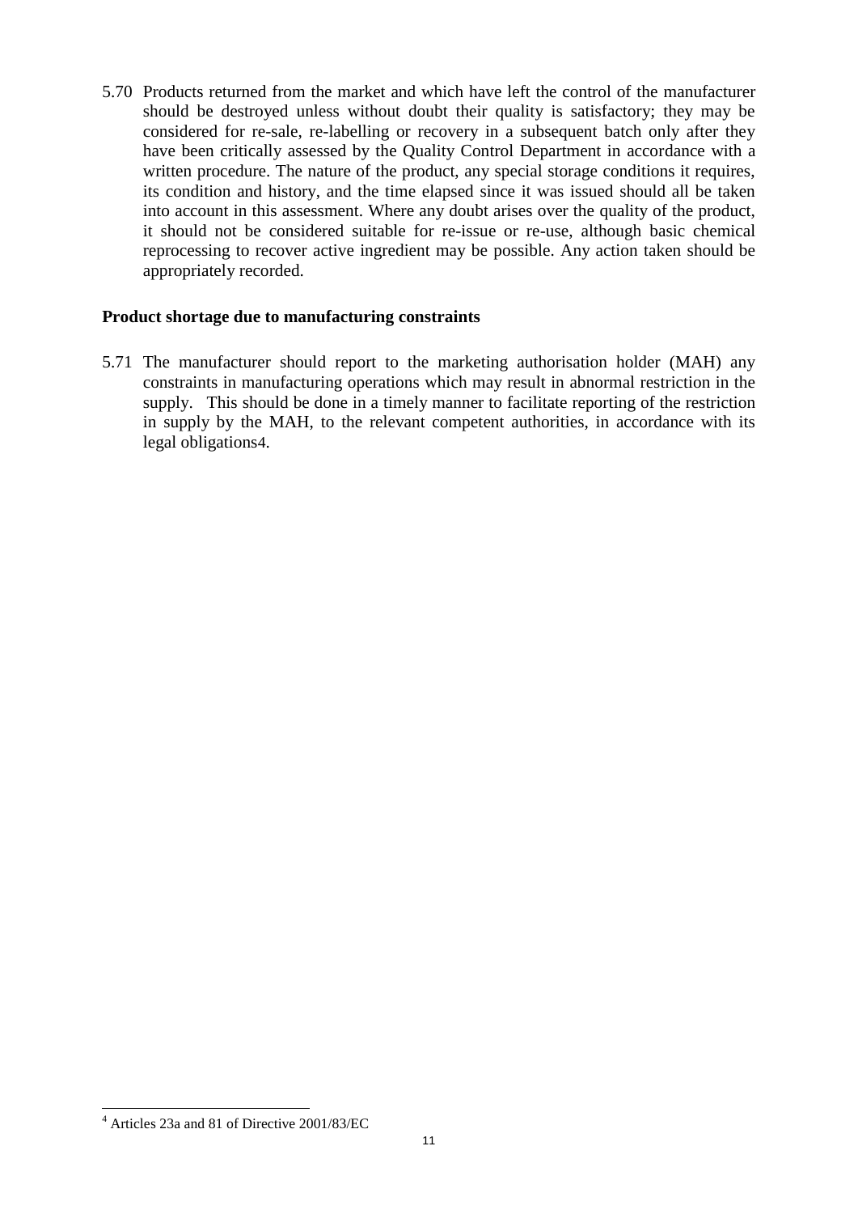5.70 Products returned from the market and which have left the control of the manufacturer should be destroyed unless without doubt their quality is satisfactory; they may be considered for re-sale, re-labelling or recovery in a subsequent batch only after they have been critically assessed by the Quality Control Department in accordance with a written procedure. The nature of the product, any special storage conditions it requires, its condition and history, and the time elapsed since it was issued should all be taken into account in this assessment. Where any doubt arises over the quality of the product, it should not be considered suitable for re-issue or re-use, although basic chemical reprocessing to recover active ingredient may be possible. Any action taken should be appropriately recorded.

**Product shortage due to manufacturing constraints**

5.71 The manufacturer should report to the marketing authorisation holder (MAH) any constraints in manufacturing operations which may result in abnormal restriction in the supply. This should be done in a timely manner to facilitate reporting of the restriction in supply by the MAH, to the relevant competent authorities, in accordance with its legal obligations[4].

[4] Articles 23a and 81 of Directive 2001/83/EC